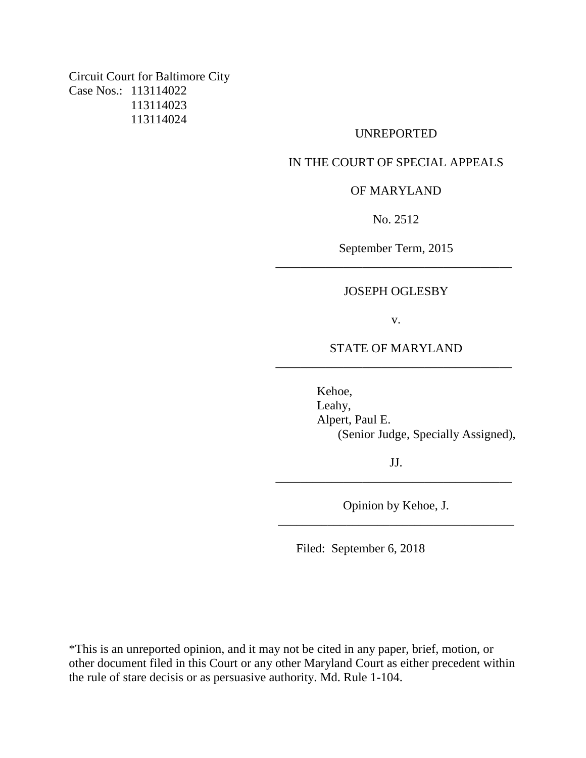Circuit Court for Baltimore City
Case Nos.: 113114022
113114023
113114024

UNREPORTED

IN THE COURT OF SPECIAL APPEALS

OF MARYLAND

No. 2512

September Term, 2015

---

JOSEPH OGLESBY

v.

STATE OF MARYLAND

---

Kehoe,
Leahy,
Alpert, Paul E.
(Senior Judge, Specially Assigned),

JJ.

---

Opinion by Kehoe, J.

---

Filed: September 6, 2018

*This is an unreported opinion, and it may not be cited in any paper, brief, motion, or other document filed in this Court or any other Maryland Court as either precedent within the rule of stare decisis or as persuasive authority. Md. Rule 1-104.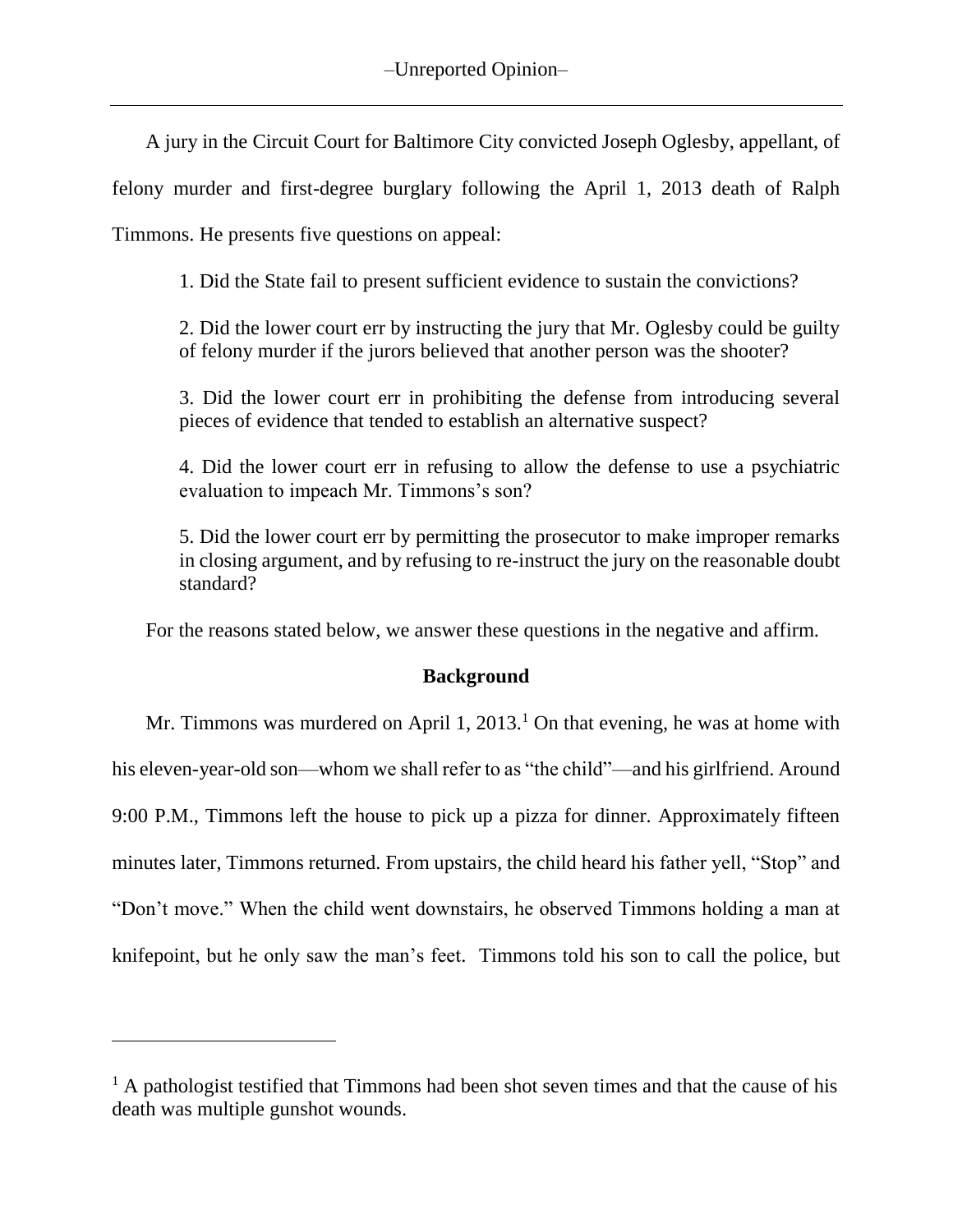A jury in the Circuit Court for Baltimore City convicted Joseph Oglesby, appellant, of felony murder and first-degree burglary following the April 1, 2013 death of Ralph Timmons. He presents five questions on appeal:

> 1. Did the State fail to present sufficient evidence to sustain the convictions?
>
> 2. Did the lower court err by instructing the jury that Mr. Oglesby could be guilty of felony murder if the jurors believed that another person was the shooter?
>
> 3. Did the lower court err in prohibiting the defense from introducing several pieces of evidence that tended to establish an alternative suspect?
>
> 4. Did the lower court err in refusing to allow the defense to use a psychiatric evaluation to impeach Mr. Timmons's son?
>
> 5. Did the lower court err by permitting the prosecutor to make improper remarks in closing argument, and by refusing to re-instruct the jury on the reasonable doubt standard?

For the reasons stated below, we answer these questions in the negative and affirm.

## Background

Mr. Timmons was murdered on April 1, 2013.[1] On that evening, he was at home with his eleven-year-old son—whom we shall refer to as "the child"—and his girlfriend. Around 9:00 P.M., Timmons left the house to pick up a pizza for dinner. Approximately fifteen minutes later, Timmons returned. From upstairs, the child heard his father yell, "Stop" and "Don't move." When the child went downstairs, he observed Timmons holding a man at knifepoint, but he only saw the man's feet. Timmons told his son to call the police, but

[1] A pathologist testified that Timmons had been shot seven times and that the cause of his death was multiple gunshot wounds.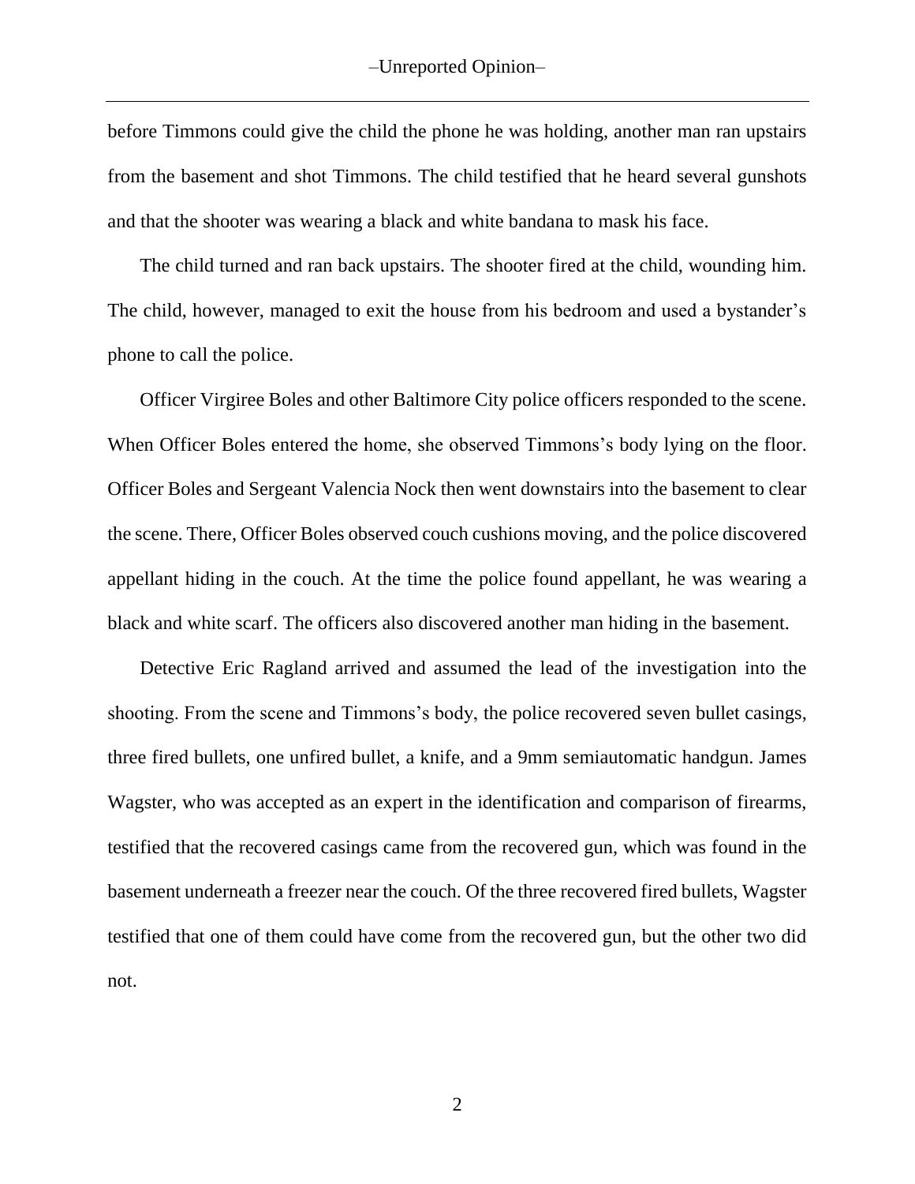before Timmons could give the child the phone he was holding, another man ran upstairs from the basement and shot Timmons. The child testified that he heard several gunshots and that the shooter was wearing a black and white bandana to mask his face.

The child turned and ran back upstairs. The shooter fired at the child, wounding him. The child, however, managed to exit the house from his bedroom and used a bystander's phone to call the police.

Officer Virgiree Boles and other Baltimore City police officers responded to the scene. When Officer Boles entered the home, she observed Timmons's body lying on the floor. Officer Boles and Sergeant Valencia Nock then went downstairs into the basement to clear the scene. There, Officer Boles observed couch cushions moving, and the police discovered appellant hiding in the couch. At the time the police found appellant, he was wearing a black and white scarf. The officers also discovered another man hiding in the basement.

Detective Eric Ragland arrived and assumed the lead of the investigation into the shooting. From the scene and Timmons's body, the police recovered seven bullet casings, three fired bullets, one unfired bullet, a knife, and a 9mm semiautomatic handgun. James Wagster, who was accepted as an expert in the identification and comparison of firearms, testified that the recovered casings came from the recovered gun, which was found in the basement underneath a freezer near the couch. Of the three recovered fired bullets, Wagster testified that one of them could have come from the recovered gun, but the other two did not.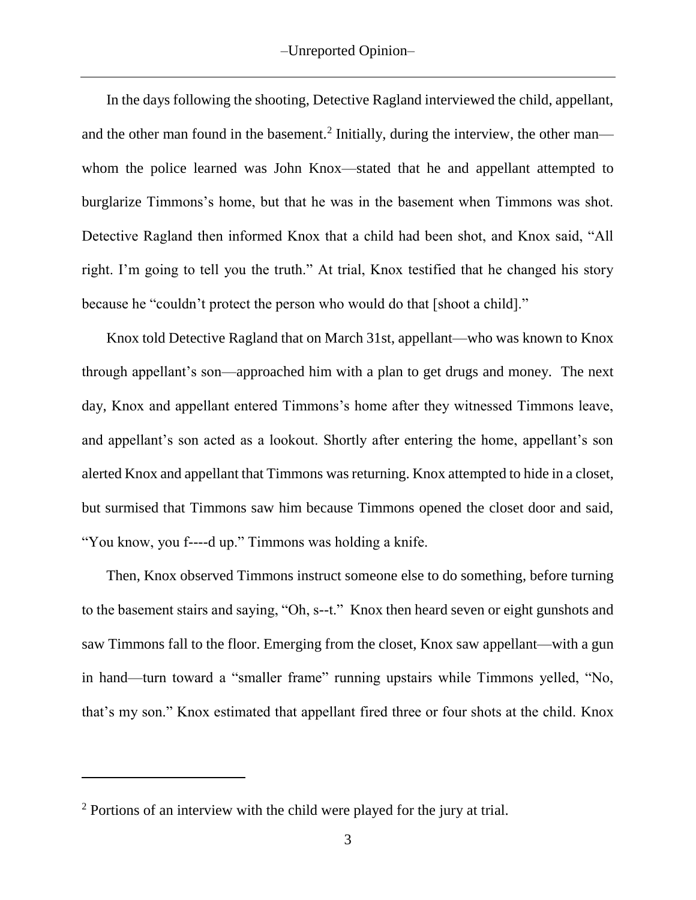In the days following the shooting, Detective Ragland interviewed the child, appellant, and the other man found in the basement.[2] Initially, during the interview, the other man—whom the police learned was John Knox—stated that he and appellant attempted to burglarize Timmons's home, but that he was in the basement when Timmons was shot. Detective Ragland then informed Knox that a child had been shot, and Knox said, "All right. I'm going to tell you the truth." At trial, Knox testified that he changed his story because he "couldn't protect the person who would do that [shoot a child]."

Knox told Detective Ragland that on March 31st, appellant—who was known to Knox through appellant's son—approached him with a plan to get drugs and money. The next day, Knox and appellant entered Timmons's home after they witnessed Timmons leave, and appellant's son acted as a lookout. Shortly after entering the home, appellant's son alerted Knox and appellant that Timmons was returning. Knox attempted to hide in a closet, but surmised that Timmons saw him because Timmons opened the closet door and said, "You know, you f----d up." Timmons was holding a knife.

Then, Knox observed Timmons instruct someone else to do something, before turning to the basement stairs and saying, "Oh, s--t." Knox then heard seven or eight gunshots and saw Timmons fall to the floor. Emerging from the closet, Knox saw appellant—with a gun in hand—turn toward a "smaller frame" running upstairs while Timmons yelled, "No, that's my son." Knox estimated that appellant fired three or four shots at the child. Knox

[2] Portions of an interview with the child were played for the jury at trial.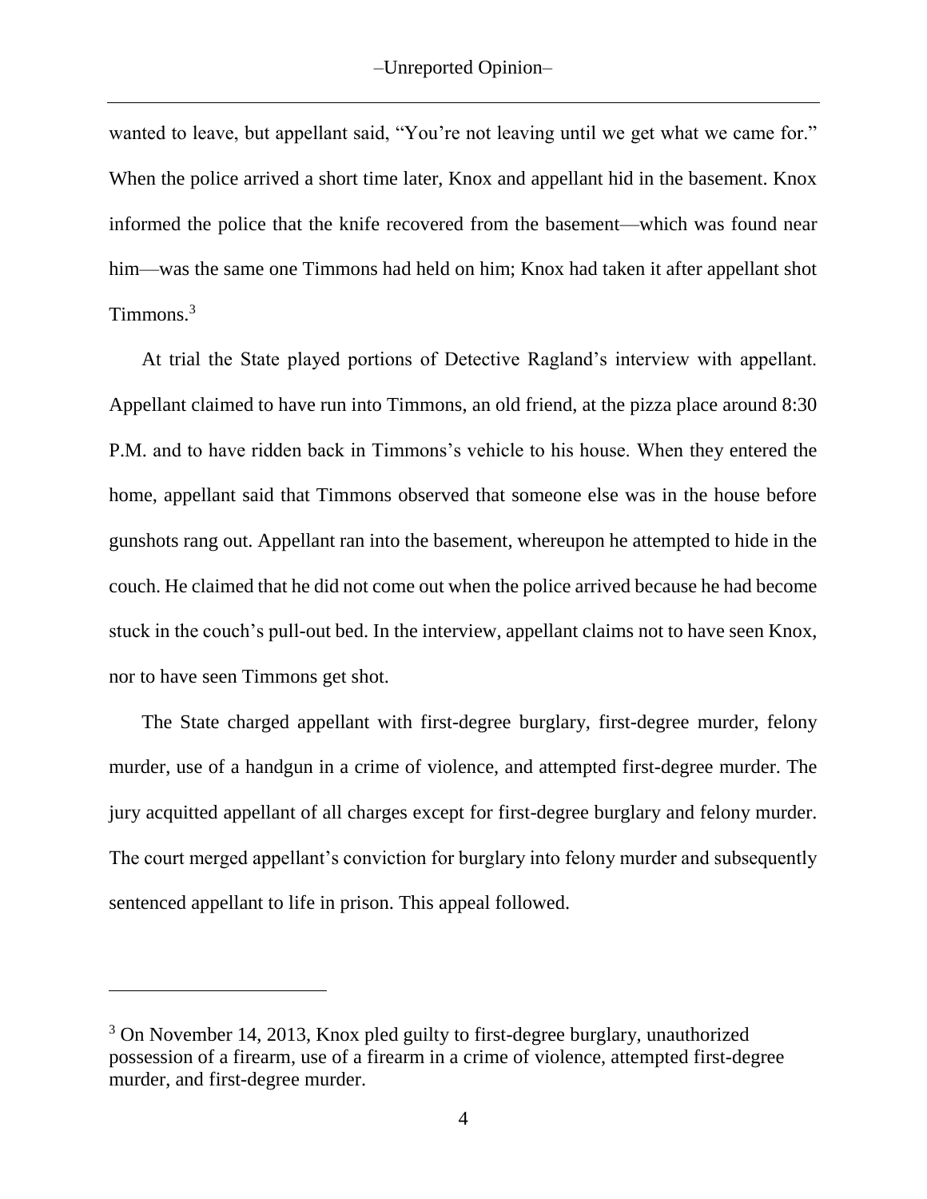wanted to leave, but appellant said, "You're not leaving until we get what we came for." When the police arrived a short time later, Knox and appellant hid in the basement. Knox informed the police that the knife recovered from the basement—which was found near him—was the same one Timmons had held on him; Knox had taken it after appellant shot Timmons.[3]

At trial the State played portions of Detective Ragland's interview with appellant. Appellant claimed to have run into Timmons, an old friend, at the pizza place around 8:30 P.M. and to have ridden back in Timmons's vehicle to his house. When they entered the home, appellant said that Timmons observed that someone else was in the house before gunshots rang out. Appellant ran into the basement, whereupon he attempted to hide in the couch. He claimed that he did not come out when the police arrived because he had become stuck in the couch's pull-out bed. In the interview, appellant claims not to have seen Knox, nor to have seen Timmons get shot.

The State charged appellant with first-degree burglary, first-degree murder, felony murder, use of a handgun in a crime of violence, and attempted first-degree murder. The jury acquitted appellant of all charges except for first-degree burglary and felony murder. The court merged appellant's conviction for burglary into felony murder and subsequently sentenced appellant to life in prison. This appeal followed.

---

[3] On November 14, 2013, Knox pled guilty to first-degree burglary, unauthorized possession of a firearm, use of a firearm in a crime of violence, attempted first-degree murder, and first-degree murder.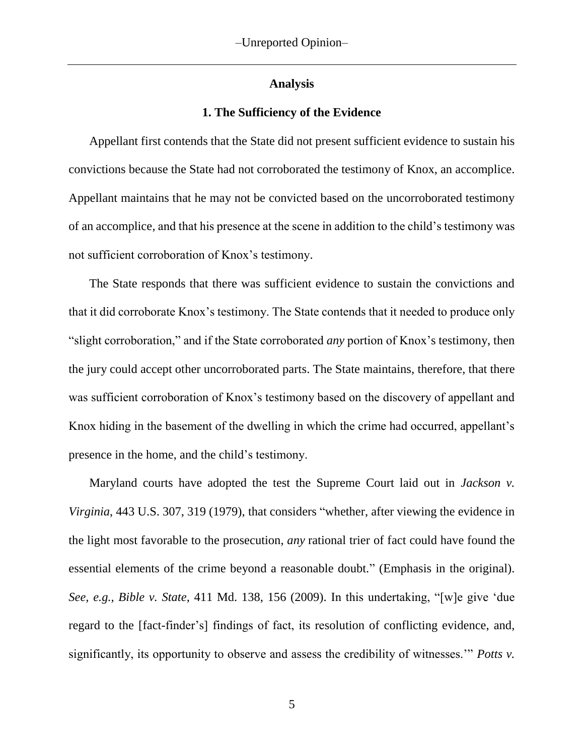## Analysis

### 1. The Sufficiency of the Evidence

Appellant first contends that the State did not present sufficient evidence to sustain his convictions because the State had not corroborated the testimony of Knox, an accomplice. Appellant maintains that he may not be convicted based on the uncorroborated testimony of an accomplice, and that his presence at the scene in addition to the child's testimony was not sufficient corroboration of Knox's testimony.

The State responds that there was sufficient evidence to sustain the convictions and that it did corroborate Knox's testimony. The State contends that it needed to produce only "slight corroboration," and if the State corroborated *any* portion of Knox's testimony, then the jury could accept other uncorroborated parts. The State maintains, therefore, that there was sufficient corroboration of Knox's testimony based on the discovery of appellant and Knox hiding in the basement of the dwelling in which the crime had occurred, appellant's presence in the home, and the child's testimony.

Maryland courts have adopted the test the Supreme Court laid out in *Jackson v. Virginia*, 443 U.S. 307, 319 (1979), that considers "whether, after viewing the evidence in the light most favorable to the prosecution, *any* rational trier of fact could have found the essential elements of the crime beyond a reasonable doubt." (Emphasis in the original). *See, e.g., Bible v. State*, 411 Md. 138, 156 (2009). In this undertaking, "[w]e give 'due regard to the [fact-finder's] findings of fact, its resolution of conflicting evidence, and, significantly, its opportunity to observe and assess the credibility of witnesses.'" *Potts v.*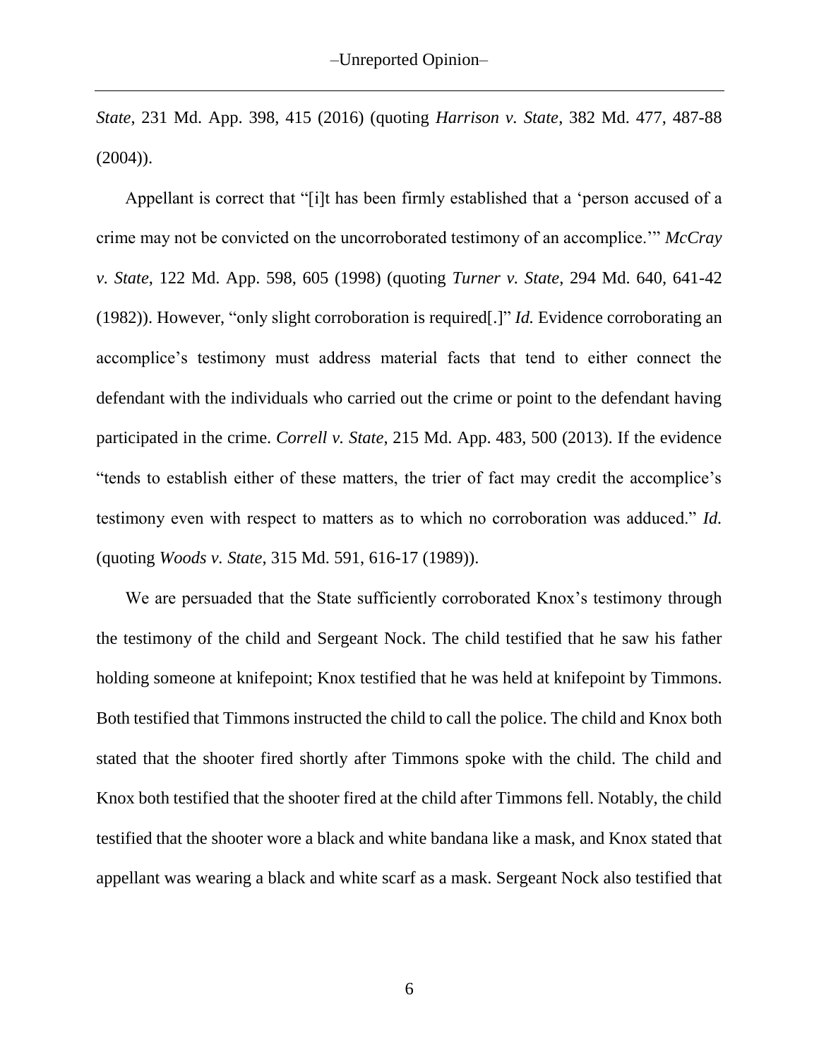*State*, 231 Md. App. 398, 415 (2016) (quoting *Harrison v. State*, 382 Md. 477, 487-88 (2004)).

Appellant is correct that "[i]t has been firmly established that a 'person accused of a crime may not be convicted on the uncorroborated testimony of an accomplice.'" *McCray v. State*, 122 Md. App. 598, 605 (1998) (quoting *Turner v. State*, 294 Md. 640, 641-42 (1982)). However, "only slight corroboration is required[.]" *Id.* Evidence corroborating an accomplice's testimony must address material facts that tend to either connect the defendant with the individuals who carried out the crime or point to the defendant having participated in the crime. *Correll v. State*, 215 Md. App. 483, 500 (2013). If the evidence "tends to establish either of these matters, the trier of fact may credit the accomplice's testimony even with respect to matters as to which no corroboration was adduced." *Id.* (quoting *Woods v. State*, 315 Md. 591, 616-17 (1989)).

We are persuaded that the State sufficiently corroborated Knox's testimony through the testimony of the child and Sergeant Nock. The child testified that he saw his father holding someone at knifepoint; Knox testified that he was held at knifepoint by Timmons. Both testified that Timmons instructed the child to call the police. The child and Knox both stated that the shooter fired shortly after Timmons spoke with the child. The child and Knox both testified that the shooter fired at the child after Timmons fell. Notably, the child testified that the shooter wore a black and white bandana like a mask, and Knox stated that appellant was wearing a black and white scarf as a mask. Sergeant Nock also testified that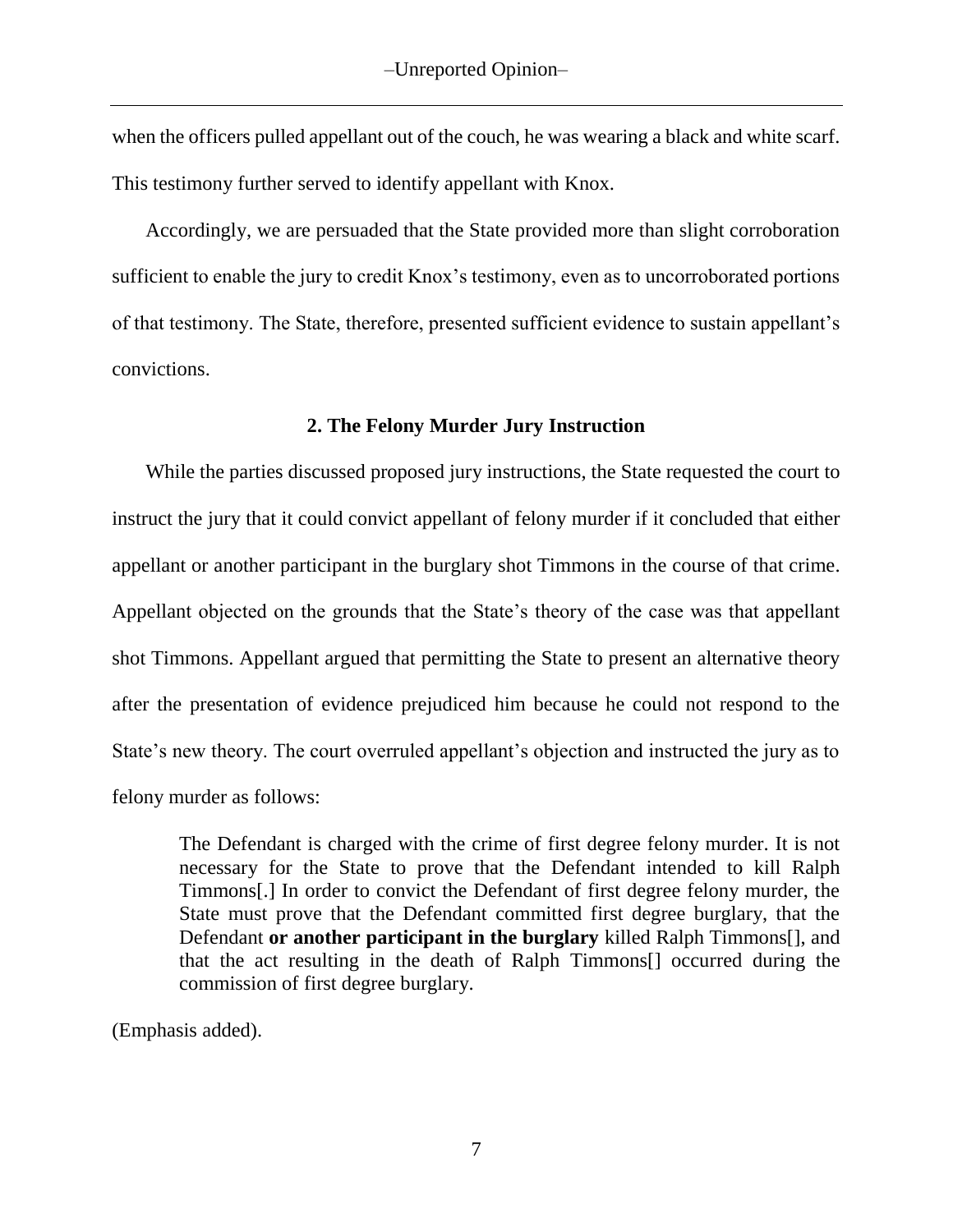when the officers pulled appellant out of the couch, he was wearing a black and white scarf. This testimony further served to identify appellant with Knox.

Accordingly, we are persuaded that the State provided more than slight corroboration sufficient to enable the jury to credit Knox's testimony, even as to uncorroborated portions of that testimony. The State, therefore, presented sufficient evidence to sustain appellant's convictions.

### 2. The Felony Murder Jury Instruction

While the parties discussed proposed jury instructions, the State requested the court to instruct the jury that it could convict appellant of felony murder if it concluded that either appellant or another participant in the burglary shot Timmons in the course of that crime. Appellant objected on the grounds that the State's theory of the case was that appellant shot Timmons. Appellant argued that permitting the State to present an alternative theory after the presentation of evidence prejudiced him because he could not respond to the State's new theory. The court overruled appellant's objection and instructed the jury as to felony murder as follows:

> The Defendant is charged with the crime of first degree felony murder. It is not necessary for the State to prove that the Defendant intended to kill Ralph Timmons[.] In order to convict the Defendant of first degree felony murder, the State must prove that the Defendant committed first degree burglary, that the Defendant **or another participant in the burglary** killed Ralph Timmons[], and that the act resulting in the death of Ralph Timmons[] occurred during the commission of first degree burglary.

(Emphasis added).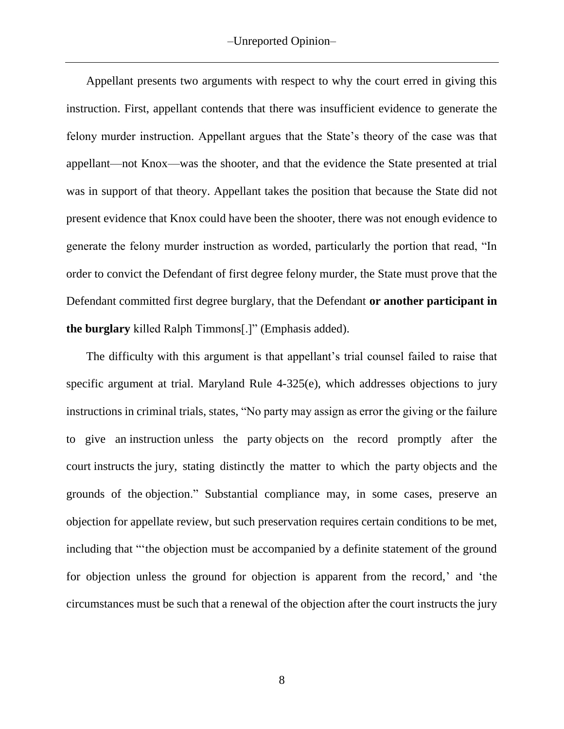Appellant presents two arguments with respect to why the court erred in giving this instruction. First, appellant contends that there was insufficient evidence to generate the felony murder instruction. Appellant argues that the State's theory of the case was that appellant—not Knox—was the shooter, and that the evidence the State presented at trial was in support of that theory. Appellant takes the position that because the State did not present evidence that Knox could have been the shooter, there was not enough evidence to generate the felony murder instruction as worded, particularly the portion that read, "In order to convict the Defendant of first degree felony murder, the State must prove that the Defendant committed first degree burglary, that the Defendant **or another participant in the burglary** killed Ralph Timmons[.]" (Emphasis added).

The difficulty with this argument is that appellant's trial counsel failed to raise that specific argument at trial. Maryland Rule 4-325(e), which addresses objections to jury instructions in criminal trials, states, "No party may assign as error the giving or the failure to give an instruction unless the party objects on the record promptly after the court instructs the jury, stating distinctly the matter to which the party objects and the grounds of the objection." Substantial compliance may, in some cases, preserve an objection for appellate review, but such preservation requires certain conditions to be met, including that "'the objection must be accompanied by a definite statement of the ground for objection unless the ground for objection is apparent from the record,' and 'the circumstances must be such that a renewal of the objection after the court instructs the jury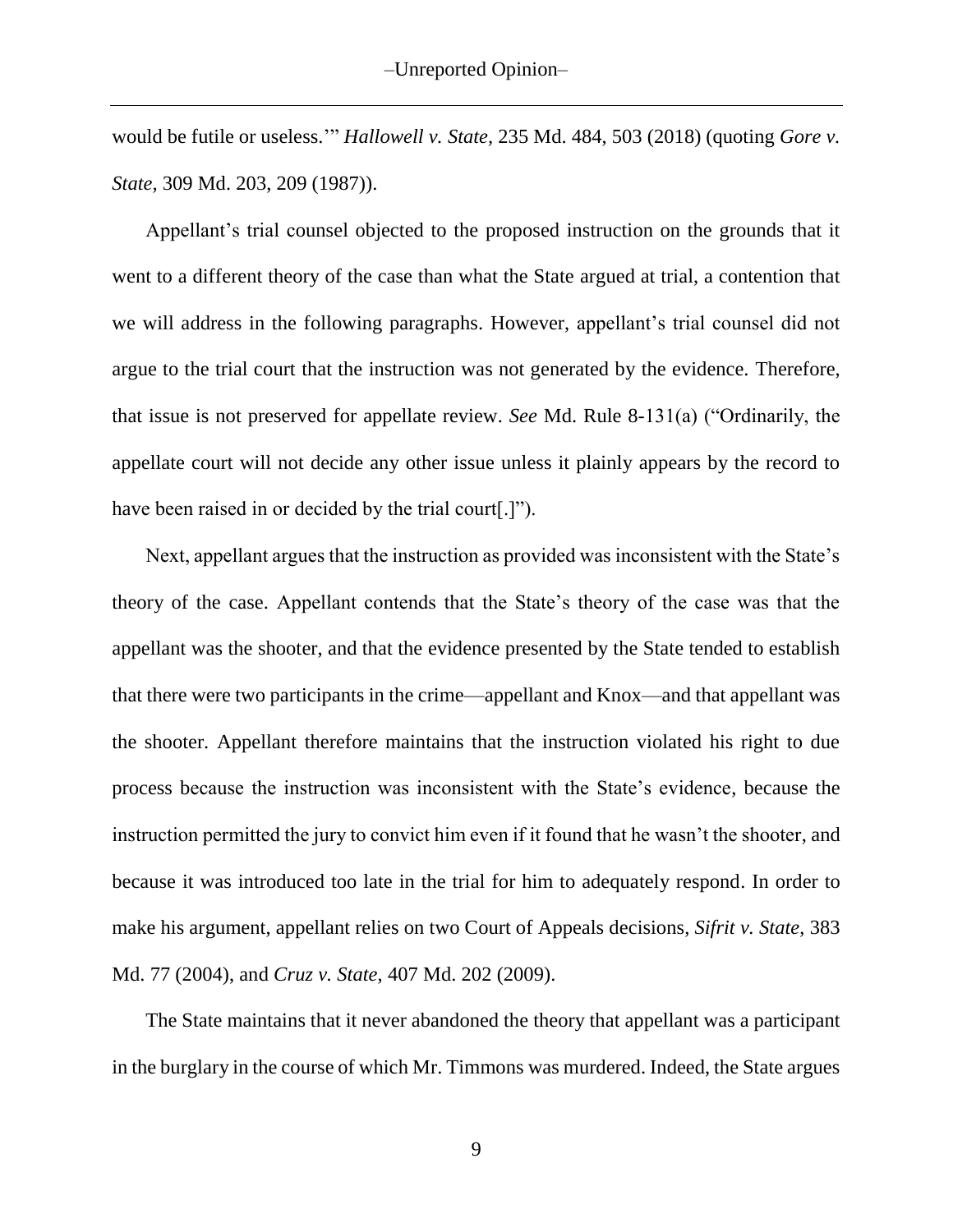would be futile or useless.'" *Hallowell v. State*, 235 Md. 484, 503 (2018) (quoting *Gore v. State*, 309 Md. 203, 209 (1987)).

Appellant's trial counsel objected to the proposed instruction on the grounds that it went to a different theory of the case than what the State argued at trial, a contention that we will address in the following paragraphs. However, appellant's trial counsel did not argue to the trial court that the instruction was not generated by the evidence. Therefore, that issue is not preserved for appellate review. *See* Md. Rule 8-131(a) ("Ordinarily, the appellate court will not decide any other issue unless it plainly appears by the record to have been raised in or decided by the trial court[.]").

Next, appellant argues that the instruction as provided was inconsistent with the State's theory of the case. Appellant contends that the State's theory of the case was that the appellant was the shooter, and that the evidence presented by the State tended to establish that there were two participants in the crime—appellant and Knox—and that appellant was the shooter. Appellant therefore maintains that the instruction violated his right to due process because the instruction was inconsistent with the State's evidence, because the instruction permitted the jury to convict him even if it found that he wasn't the shooter, and because it was introduced too late in the trial for him to adequately respond. In order to make his argument, appellant relies on two Court of Appeals decisions, *Sifrit v. State*, 383 Md. 77 (2004), and *Cruz v. State*, 407 Md. 202 (2009).

The State maintains that it never abandoned the theory that appellant was a participant in the burglary in the course of which Mr. Timmons was murdered. Indeed, the State argues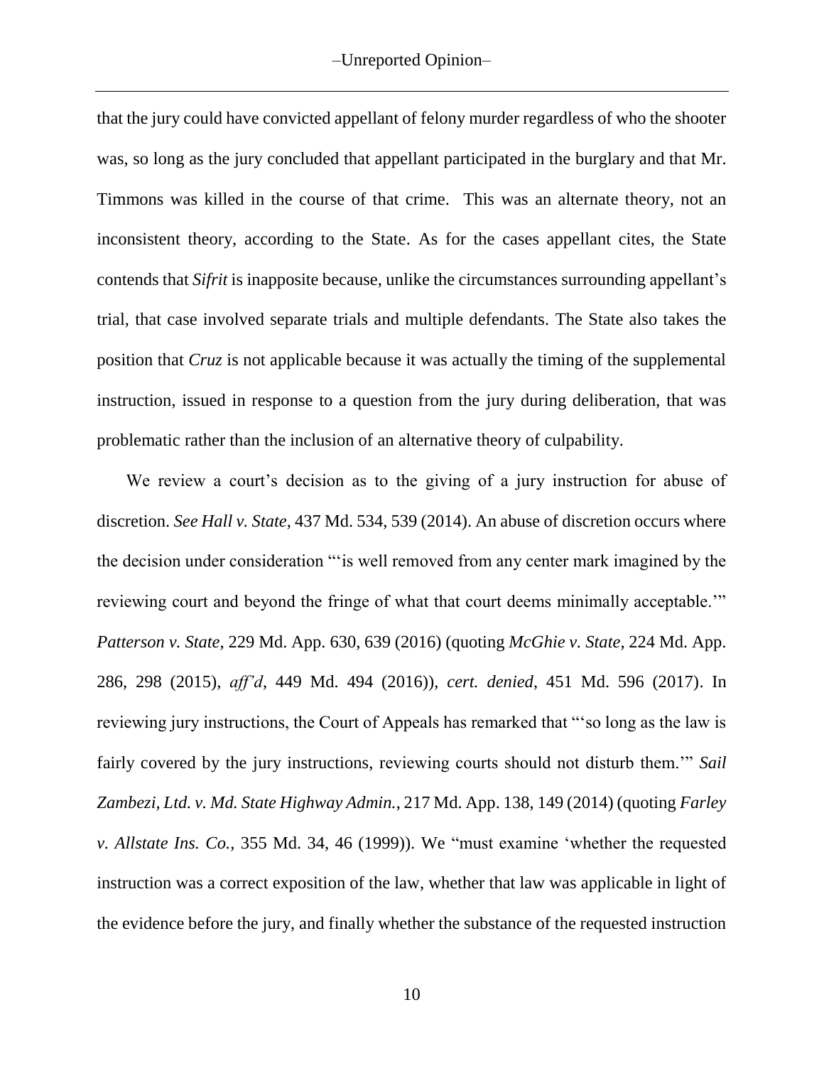that the jury could have convicted appellant of felony murder regardless of who the shooter was, so long as the jury concluded that appellant participated in the burglary and that Mr. Timmons was killed in the course of that crime. This was an alternate theory, not an inconsistent theory, according to the State. As for the cases appellant cites, the State contends that *Sifrit* is inapposite because, unlike the circumstances surrounding appellant's trial, that case involved separate trials and multiple defendants. The State also takes the position that *Cruz* is not applicable because it was actually the timing of the supplemental instruction, issued in response to a question from the jury during deliberation, that was problematic rather than the inclusion of an alternative theory of culpability.

We review a court's decision as to the giving of a jury instruction for abuse of discretion. *See Hall v. State*, 437 Md. 534, 539 (2014). An abuse of discretion occurs where the decision under consideration "'is well removed from any center mark imagined by the reviewing court and beyond the fringe of what that court deems minimally acceptable.'" *Patterson v. State*, 229 Md. App. 630, 639 (2016) (quoting *McGhie v. State*, 224 Md. App. 286, 298 (2015), *aff'd*, 449 Md. 494 (2016)), *cert. denied*, 451 Md. 596 (2017). In reviewing jury instructions, the Court of Appeals has remarked that "'so long as the law is fairly covered by the jury instructions, reviewing courts should not disturb them.'" *Sail Zambezi, Ltd. v. Md. State Highway Admin.*, 217 Md. App. 138, 149 (2014) (quoting *Farley v. Allstate Ins. Co.*, 355 Md. 34, 46 (1999)). We "must examine 'whether the requested instruction was a correct exposition of the law, whether that law was applicable in light of the evidence before the jury, and finally whether the substance of the requested instruction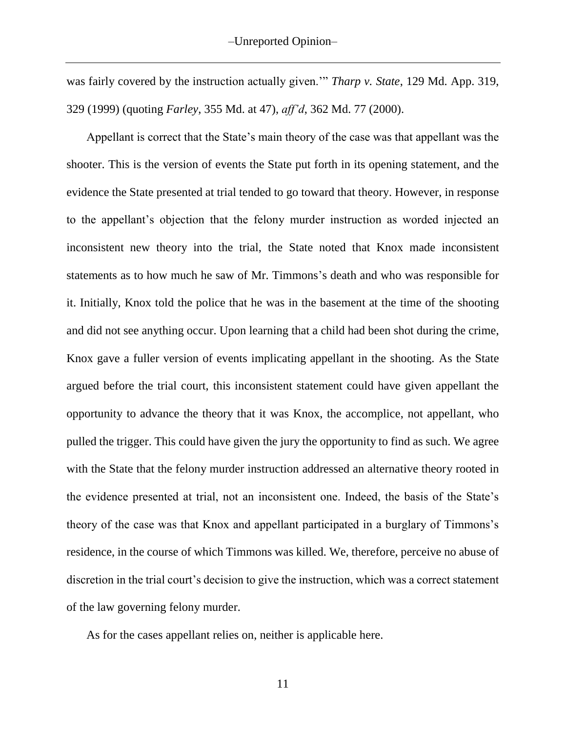was fairly covered by the instruction actually given.'" *Tharp v. State*, 129 Md. App. 319, 329 (1999) (quoting *Farley*, 355 Md. at 47), *aff'd*, 362 Md. 77 (2000).

Appellant is correct that the State's main theory of the case was that appellant was the shooter. This is the version of events the State put forth in its opening statement, and the evidence the State presented at trial tended to go toward that theory. However, in response to the appellant's objection that the felony murder instruction as worded injected an inconsistent new theory into the trial, the State noted that Knox made inconsistent statements as to how much he saw of Mr. Timmons's death and who was responsible for it. Initially, Knox told the police that he was in the basement at the time of the shooting and did not see anything occur. Upon learning that a child had been shot during the crime, Knox gave a fuller version of events implicating appellant in the shooting. As the State argued before the trial court, this inconsistent statement could have given appellant the opportunity to advance the theory that it was Knox, the accomplice, not appellant, who pulled the trigger. This could have given the jury the opportunity to find as such. We agree with the State that the felony murder instruction addressed an alternative theory rooted in the evidence presented at trial, not an inconsistent one. Indeed, the basis of the State's theory of the case was that Knox and appellant participated in a burglary of Timmons's residence, in the course of which Timmons was killed. We, therefore, perceive no abuse of discretion in the trial court's decision to give the instruction, which was a correct statement of the law governing felony murder.

As for the cases appellant relies on, neither is applicable here.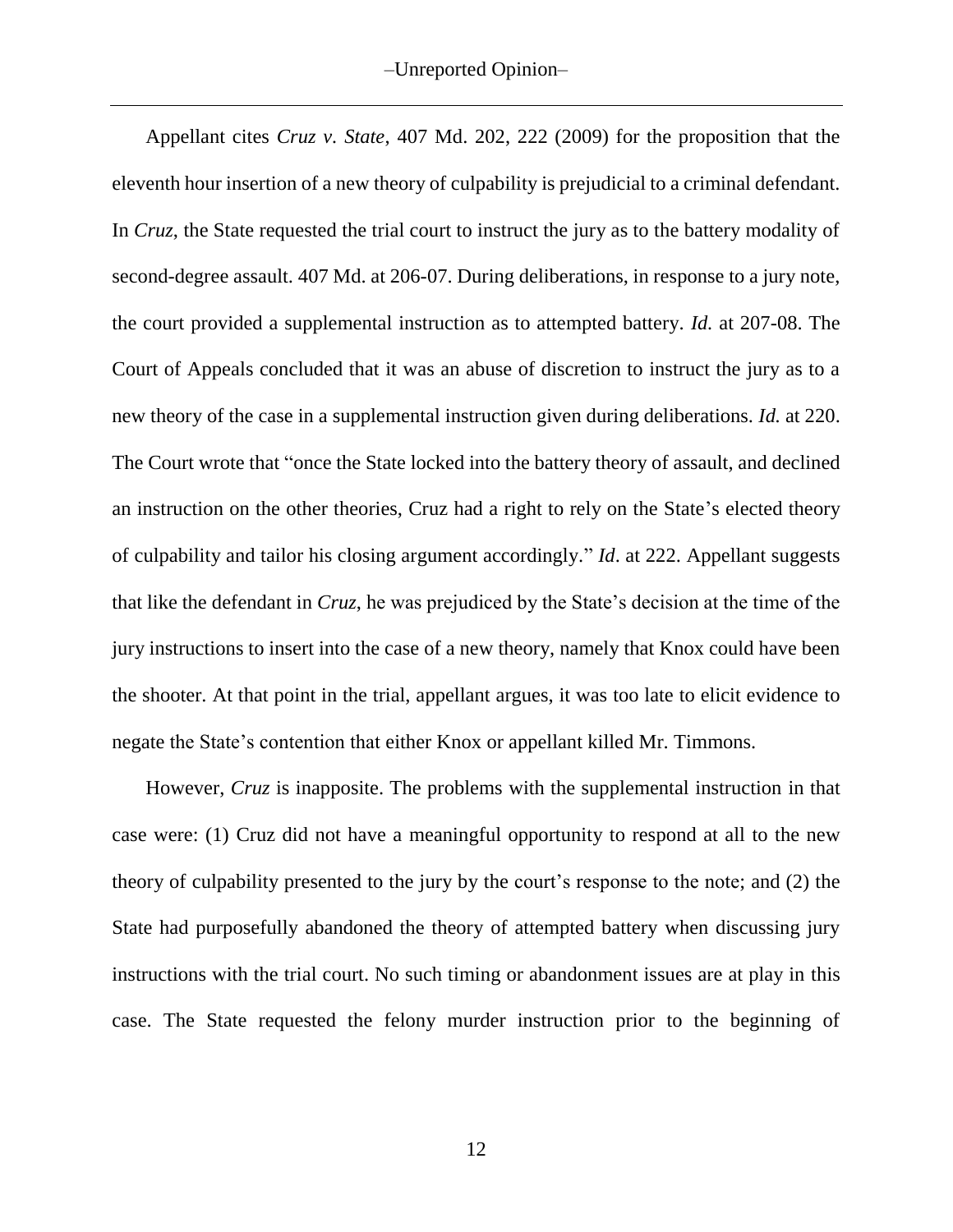Appellant cites *Cruz v. State*, 407 Md. 202, 222 (2009) for the proposition that the eleventh hour insertion of a new theory of culpability is prejudicial to a criminal defendant. In *Cruz*, the State requested the trial court to instruct the jury as to the battery modality of second-degree assault. 407 Md. at 206-07. During deliberations, in response to a jury note, the court provided a supplemental instruction as to attempted battery. *Id.* at 207-08. The Court of Appeals concluded that it was an abuse of discretion to instruct the jury as to a new theory of the case in a supplemental instruction given during deliberations. *Id.* at 220. The Court wrote that "once the State locked into the battery theory of assault, and declined an instruction on the other theories, Cruz had a right to rely on the State's elected theory of culpability and tailor his closing argument accordingly." *Id*. at 222. Appellant suggests that like the defendant in *Cruz*, he was prejudiced by the State's decision at the time of the jury instructions to insert into the case of a new theory, namely that Knox could have been the shooter. At that point in the trial, appellant argues, it was too late to elicit evidence to negate the State's contention that either Knox or appellant killed Mr. Timmons.

However, *Cruz* is inapposite. The problems with the supplemental instruction in that case were: (1) Cruz did not have a meaningful opportunity to respond at all to the new theory of culpability presented to the jury by the court's response to the note; and (2) the State had purposefully abandoned the theory of attempted battery when discussing jury instructions with the trial court. No such timing or abandonment issues are at play in this case. The State requested the felony murder instruction prior to the beginning of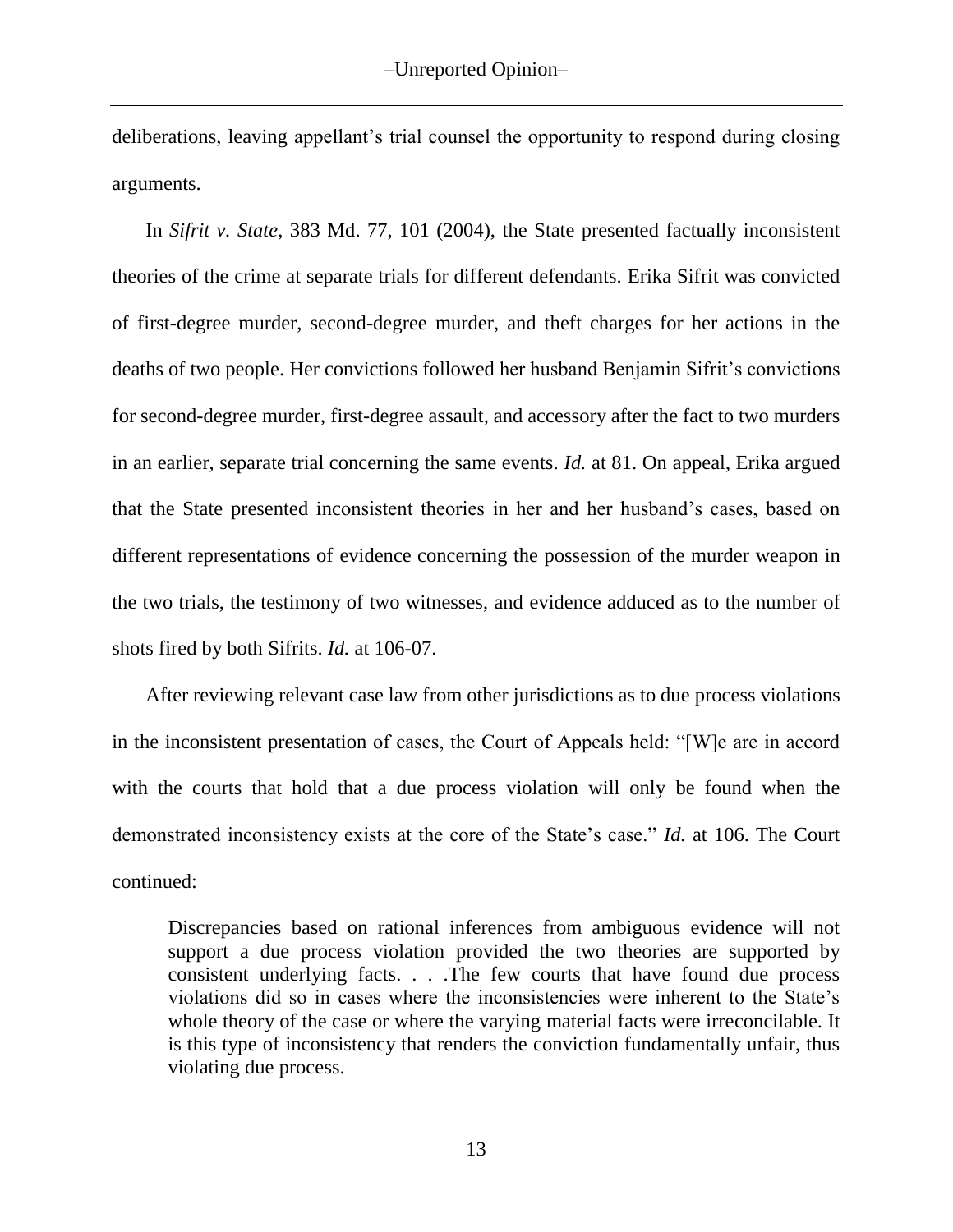deliberations, leaving appellant's trial counsel the opportunity to respond during closing arguments.

In *Sifrit v. State*, 383 Md. 77, 101 (2004), the State presented factually inconsistent theories of the crime at separate trials for different defendants. Erika Sifrit was convicted of first-degree murder, second-degree murder, and theft charges for her actions in the deaths of two people. Her convictions followed her husband Benjamin Sifrit's convictions for second-degree murder, first-degree assault, and accessory after the fact to two murders in an earlier, separate trial concerning the same events. *Id.* at 81. On appeal, Erika argued that the State presented inconsistent theories in her and her husband's cases, based on different representations of evidence concerning the possession of the murder weapon in the two trials, the testimony of two witnesses, and evidence adduced as to the number of shots fired by both Sifrits. *Id.* at 106-07.

After reviewing relevant case law from other jurisdictions as to due process violations in the inconsistent presentation of cases, the Court of Appeals held: "[W]e are in accord with the courts that hold that a due process violation will only be found when the demonstrated inconsistency exists at the core of the State's case." *Id.* at 106. The Court continued:

> Discrepancies based on rational inferences from ambiguous evidence will not support a due process violation provided the two theories are supported by consistent underlying facts. . . .The few courts that have found due process violations did so in cases where the inconsistencies were inherent to the State's whole theory of the case or where the varying material facts were irreconcilable. It is this type of inconsistency that renders the conviction fundamentally unfair, thus violating due process.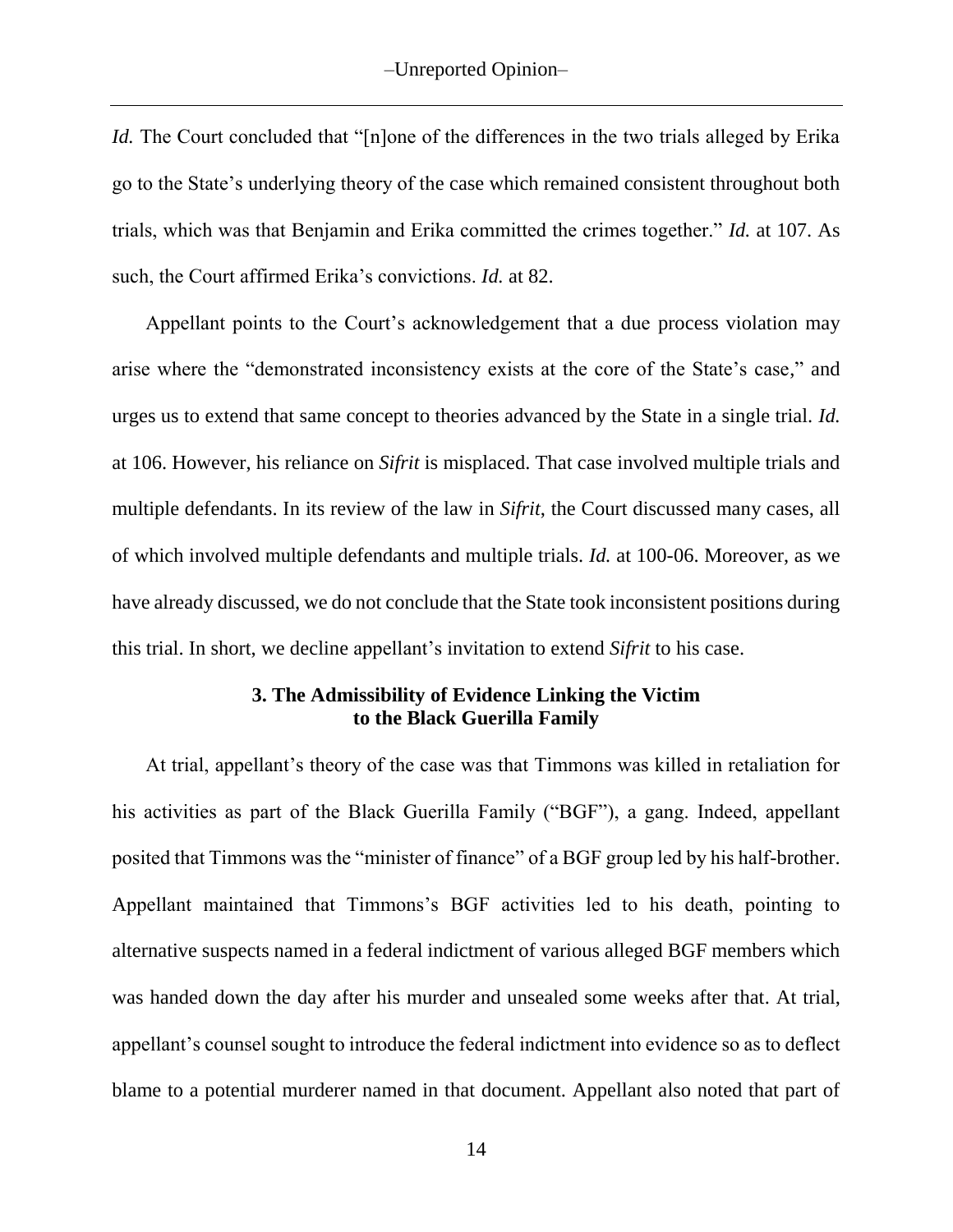*Id.* The Court concluded that "[n]one of the differences in the two trials alleged by Erika go to the State's underlying theory of the case which remained consistent throughout both trials, which was that Benjamin and Erika committed the crimes together." *Id.* at 107. As such, the Court affirmed Erika's convictions. *Id.* at 82.

Appellant points to the Court's acknowledgement that a due process violation may arise where the "demonstrated inconsistency exists at the core of the State's case," and urges us to extend that same concept to theories advanced by the State in a single trial. *Id.* at 106. However, his reliance on *Sifrit* is misplaced. That case involved multiple trials and multiple defendants. In its review of the law in *Sifrit*, the Court discussed many cases, all of which involved multiple defendants and multiple trials. *Id.* at 100-06. Moreover, as we have already discussed, we do not conclude that the State took inconsistent positions during this trial. In short, we decline appellant's invitation to extend *Sifrit* to his case.

### 3. The Admissibility of Evidence Linking the Victim to the Black Guerilla Family

At trial, appellant's theory of the case was that Timmons was killed in retaliation for his activities as part of the Black Guerilla Family ("BGF"), a gang. Indeed, appellant posited that Timmons was the "minister of finance" of a BGF group led by his half-brother. Appellant maintained that Timmons's BGF activities led to his death, pointing to alternative suspects named in a federal indictment of various alleged BGF members which was handed down the day after his murder and unsealed some weeks after that. At trial, appellant's counsel sought to introduce the federal indictment into evidence so as to deflect blame to a potential murderer named in that document. Appellant also noted that part of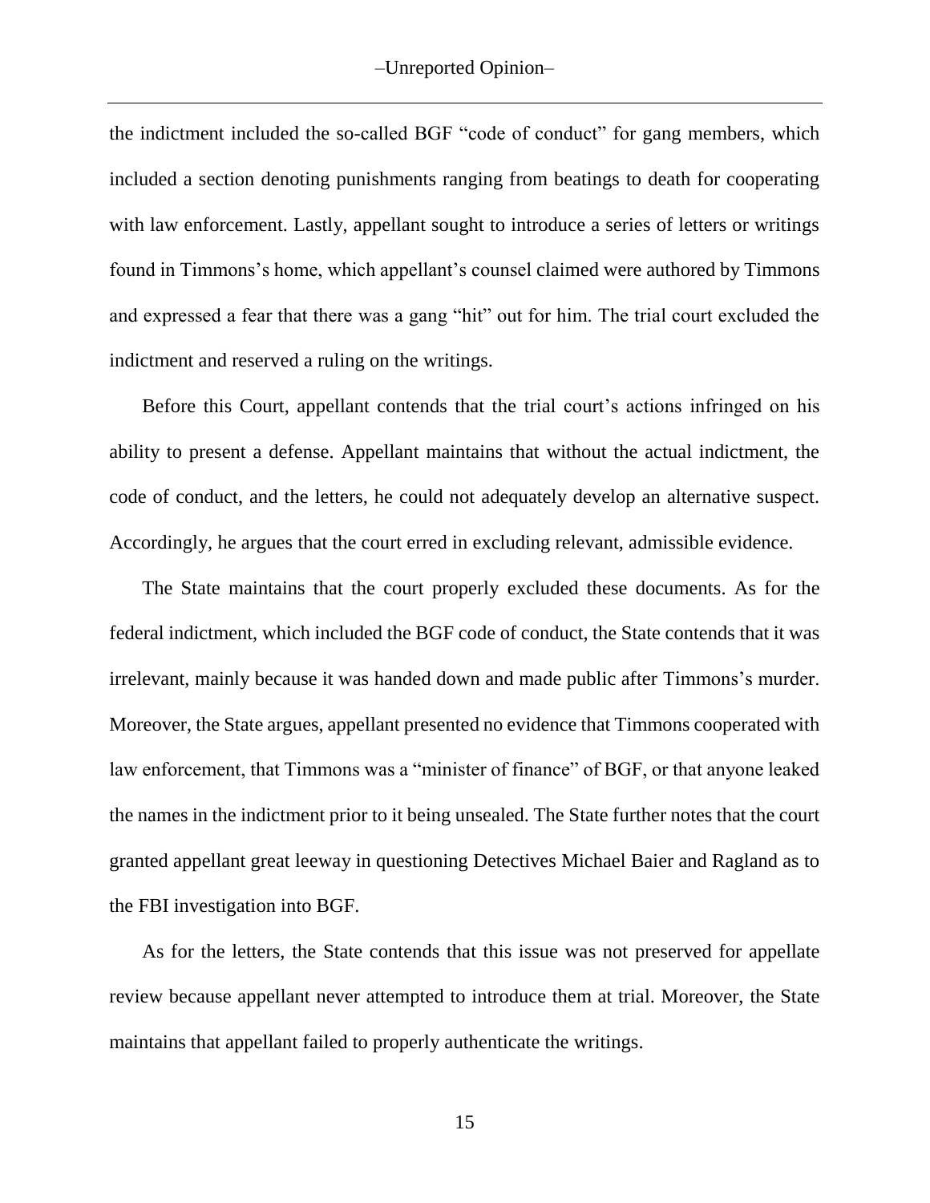the indictment included the so-called BGF "code of conduct" for gang members, which included a section denoting punishments ranging from beatings to death for cooperating with law enforcement. Lastly, appellant sought to introduce a series of letters or writings found in Timmons's home, which appellant's counsel claimed were authored by Timmons and expressed a fear that there was a gang "hit" out for him. The trial court excluded the indictment and reserved a ruling on the writings.

Before this Court, appellant contends that the trial court's actions infringed on his ability to present a defense. Appellant maintains that without the actual indictment, the code of conduct, and the letters, he could not adequately develop an alternative suspect. Accordingly, he argues that the court erred in excluding relevant, admissible evidence.

The State maintains that the court properly excluded these documents. As for the federal indictment, which included the BGF code of conduct, the State contends that it was irrelevant, mainly because it was handed down and made public after Timmons's murder. Moreover, the State argues, appellant presented no evidence that Timmons cooperated with law enforcement, that Timmons was a "minister of finance" of BGF, or that anyone leaked the names in the indictment prior to it being unsealed. The State further notes that the court granted appellant great leeway in questioning Detectives Michael Baier and Ragland as to the FBI investigation into BGF.

As for the letters, the State contends that this issue was not preserved for appellate review because appellant never attempted to introduce them at trial. Moreover, the State maintains that appellant failed to properly authenticate the writings.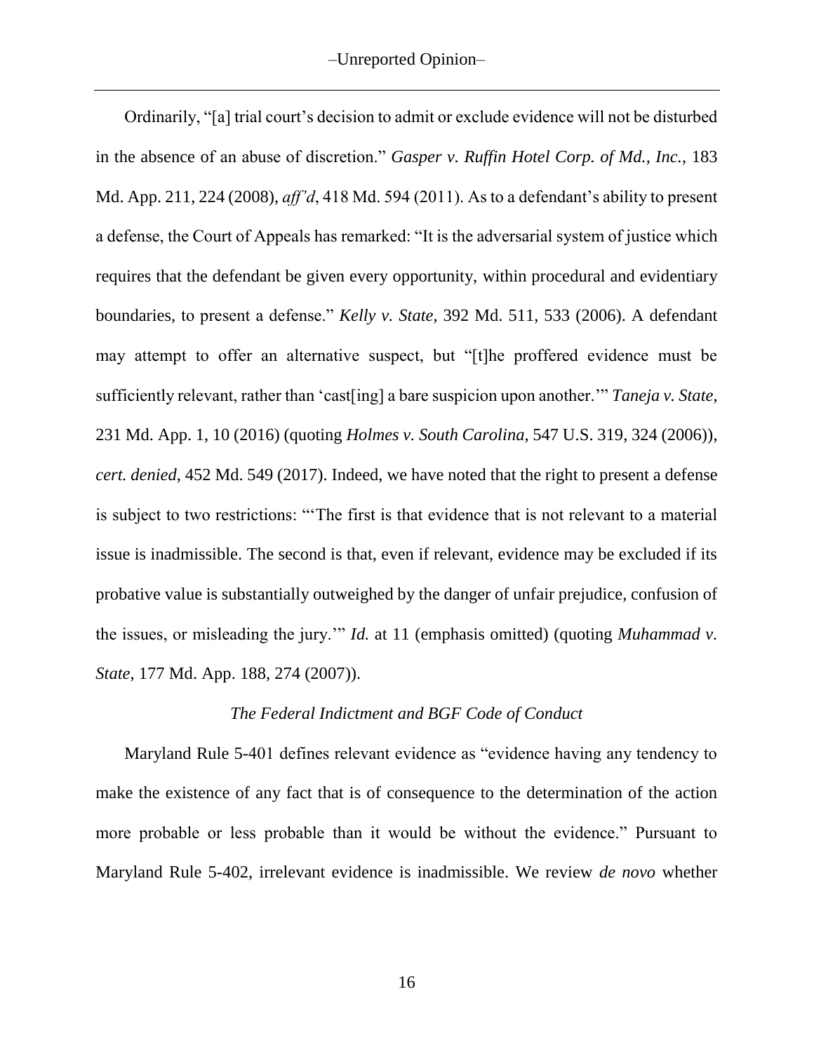Ordinarily, "[a] trial court's decision to admit or exclude evidence will not be disturbed in the absence of an abuse of discretion." *Gasper v. Ruffin Hotel Corp. of Md., Inc.*, 183 Md. App. 211, 224 (2008), *aff'd*, 418 Md. 594 (2011). As to a defendant's ability to present a defense, the Court of Appeals has remarked: "It is the adversarial system of justice which requires that the defendant be given every opportunity, within procedural and evidentiary boundaries, to present a defense." *Kelly v. State*, 392 Md. 511, 533 (2006). A defendant may attempt to offer an alternative suspect, but "[t]he proffered evidence must be sufficiently relevant, rather than 'cast[ing] a bare suspicion upon another.'" *Taneja v. State*, 231 Md. App. 1, 10 (2016) (quoting *Holmes v. South Carolina*, 547 U.S. 319, 324 (2006)), *cert. denied*, 452 Md. 549 (2017). Indeed, we have noted that the right to present a defense is subject to two restrictions: "'The first is that evidence that is not relevant to a material issue is inadmissible. The second is that, even if relevant, evidence may be excluded if its probative value is substantially outweighed by the danger of unfair prejudice, confusion of the issues, or misleading the jury.'" *Id.* at 11 (emphasis omitted) (quoting *Muhammad v. State*, 177 Md. App. 188, 274 (2007)).

*The Federal Indictment and BGF Code of Conduct*

Maryland Rule 5-401 defines relevant evidence as "evidence having any tendency to make the existence of any fact that is of consequence to the determination of the action more probable or less probable than it would be without the evidence." Pursuant to Maryland Rule 5-402, irrelevant evidence is inadmissible. We review *de novo* whether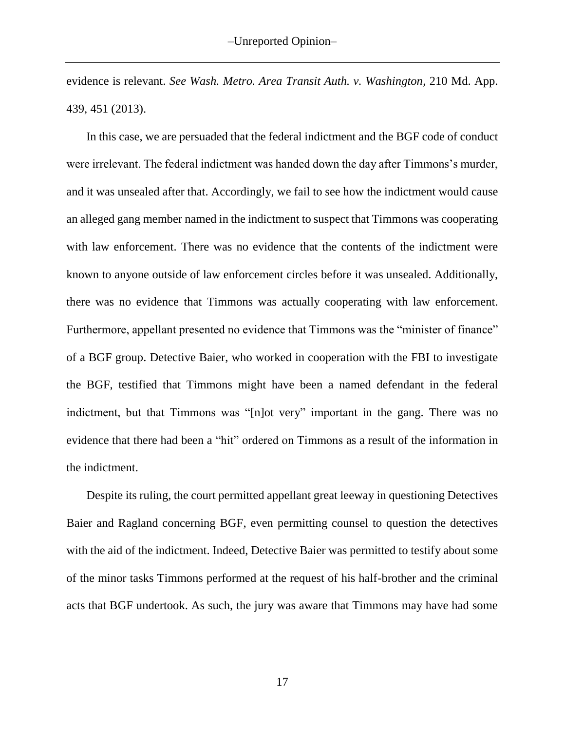evidence is relevant. *See Wash. Metro. Area Transit Auth. v. Washington*, 210 Md. App. 439, 451 (2013).

In this case, we are persuaded that the federal indictment and the BGF code of conduct were irrelevant. The federal indictment was handed down the day after Timmons's murder, and it was unsealed after that. Accordingly, we fail to see how the indictment would cause an alleged gang member named in the indictment to suspect that Timmons was cooperating with law enforcement. There was no evidence that the contents of the indictment were known to anyone outside of law enforcement circles before it was unsealed. Additionally, there was no evidence that Timmons was actually cooperating with law enforcement. Furthermore, appellant presented no evidence that Timmons was the "minister of finance" of a BGF group. Detective Baier, who worked in cooperation with the FBI to investigate the BGF, testified that Timmons might have been a named defendant in the federal indictment, but that Timmons was "[n]ot very" important in the gang. There was no evidence that there had been a "hit" ordered on Timmons as a result of the information in the indictment.

Despite its ruling, the court permitted appellant great leeway in questioning Detectives Baier and Ragland concerning BGF, even permitting counsel to question the detectives with the aid of the indictment. Indeed, Detective Baier was permitted to testify about some of the minor tasks Timmons performed at the request of his half-brother and the criminal acts that BGF undertook. As such, the jury was aware that Timmons may have had some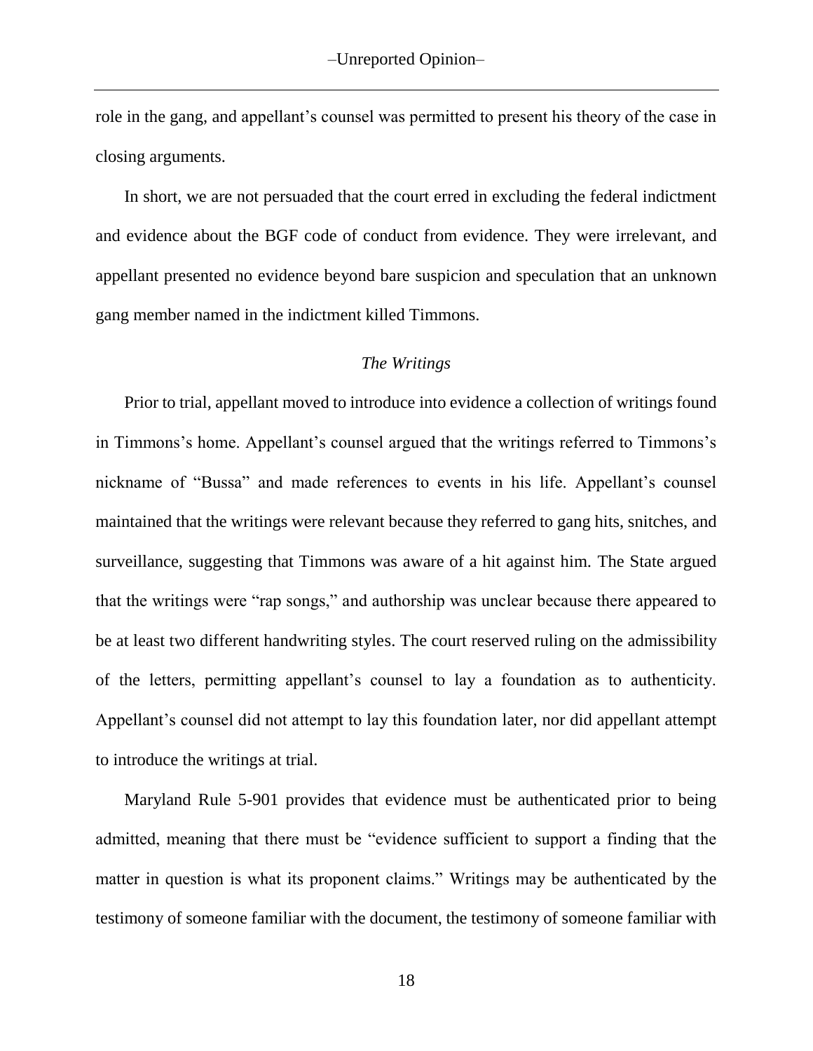role in the gang, and appellant's counsel was permitted to present his theory of the case in closing arguments.

In short, we are not persuaded that the court erred in excluding the federal indictment and evidence about the BGF code of conduct from evidence. They were irrelevant, and appellant presented no evidence beyond bare suspicion and speculation that an unknown gang member named in the indictment killed Timmons.

*The Writings*

Prior to trial, appellant moved to introduce into evidence a collection of writings found in Timmons's home. Appellant's counsel argued that the writings referred to Timmons's nickname of "Bussa" and made references to events in his life. Appellant's counsel maintained that the writings were relevant because they referred to gang hits, snitches, and surveillance, suggesting that Timmons was aware of a hit against him. The State argued that the writings were "rap songs," and authorship was unclear because there appeared to be at least two different handwriting styles. The court reserved ruling on the admissibility of the letters, permitting appellant's counsel to lay a foundation as to authenticity. Appellant's counsel did not attempt to lay this foundation later, nor did appellant attempt to introduce the writings at trial.

Maryland Rule 5-901 provides that evidence must be authenticated prior to being admitted, meaning that there must be "evidence sufficient to support a finding that the matter in question is what its proponent claims." Writings may be authenticated by the testimony of someone familiar with the document, the testimony of someone familiar with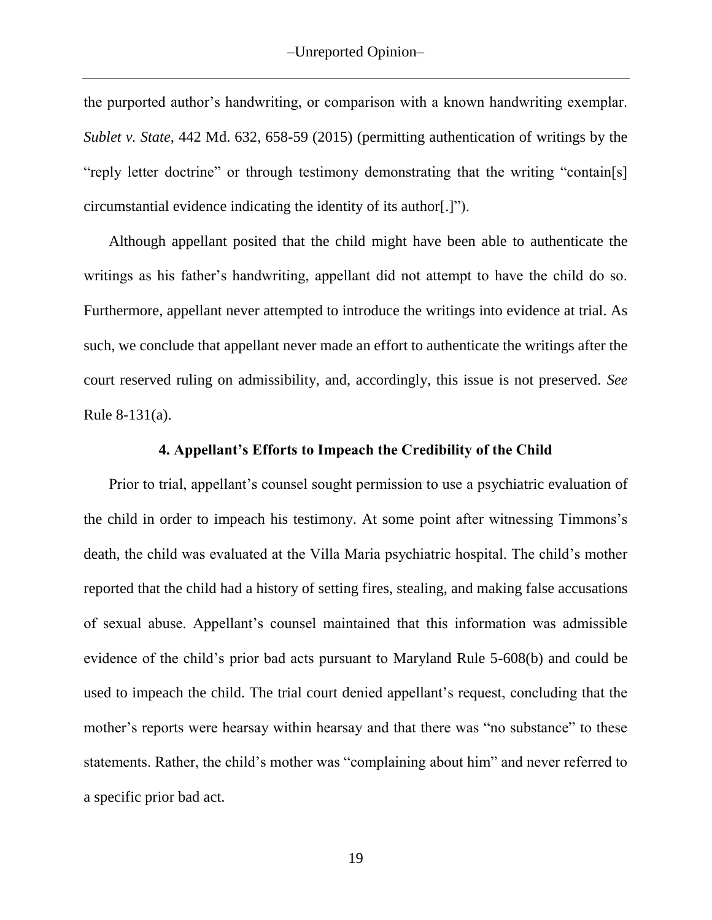the purported author's handwriting, or comparison with a known handwriting exemplar. *Sublet v. State*, 442 Md. 632, 658-59 (2015) (permitting authentication of writings by the "reply letter doctrine" or through testimony demonstrating that the writing "contain[s] circumstantial evidence indicating the identity of its author[.]").

Although appellant posited that the child might have been able to authenticate the writings as his father's handwriting, appellant did not attempt to have the child do so. Furthermore, appellant never attempted to introduce the writings into evidence at trial. As such, we conclude that appellant never made an effort to authenticate the writings after the court reserved ruling on admissibility, and, accordingly, this issue is not preserved. *See* Rule 8-131(a).

**4. Appellant's Efforts to Impeach the Credibility of the Child**

Prior to trial, appellant's counsel sought permission to use a psychiatric evaluation of the child in order to impeach his testimony. At some point after witnessing Timmons's death, the child was evaluated at the Villa Maria psychiatric hospital. The child's mother reported that the child had a history of setting fires, stealing, and making false accusations of sexual abuse. Appellant's counsel maintained that this information was admissible evidence of the child's prior bad acts pursuant to Maryland Rule 5-608(b) and could be used to impeach the child. The trial court denied appellant's request, concluding that the mother's reports were hearsay within hearsay and that there was "no substance" to these statements. Rather, the child's mother was "complaining about him" and never referred to a specific prior bad act.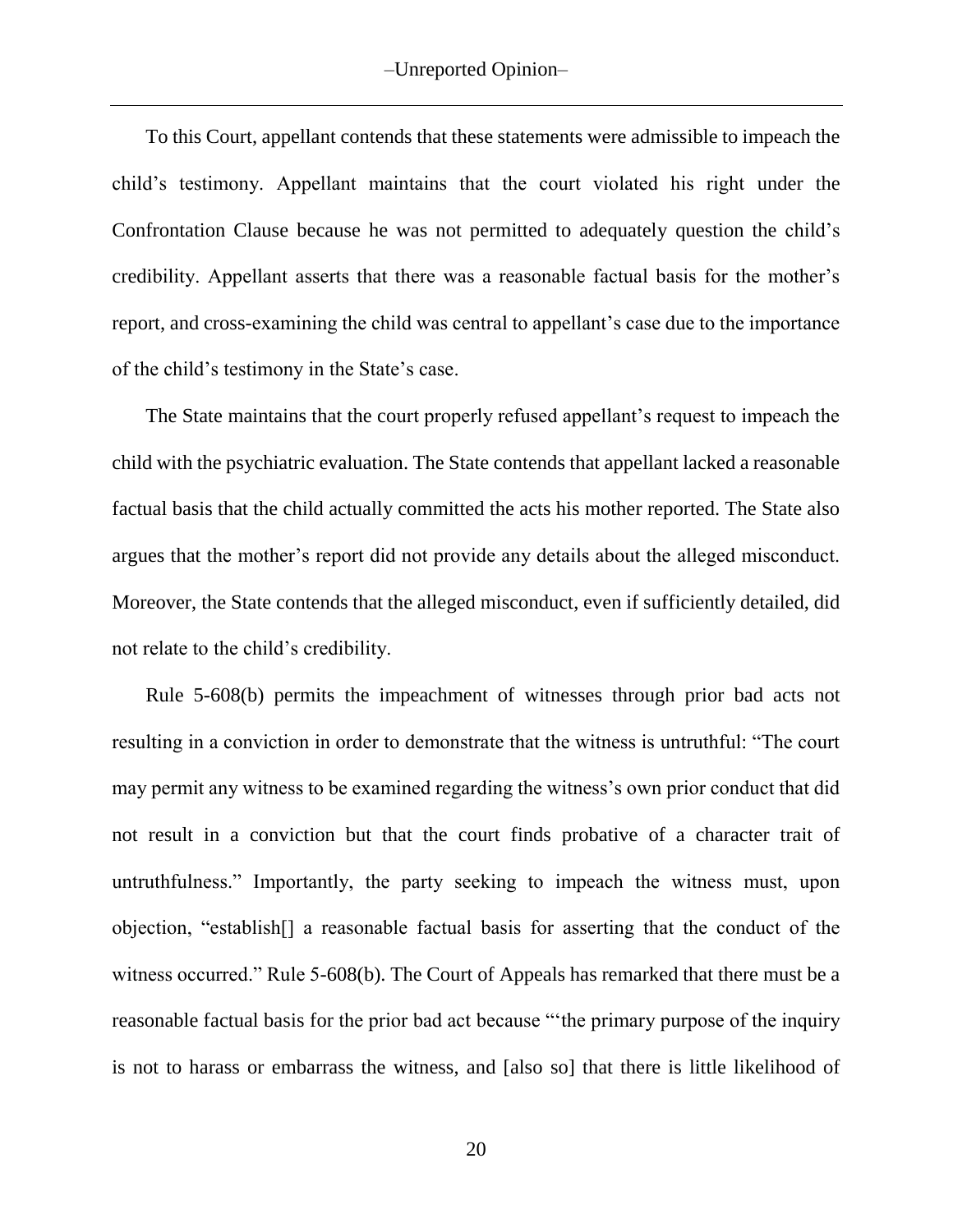To this Court, appellant contends that these statements were admissible to impeach the child's testimony. Appellant maintains that the court violated his right under the Confrontation Clause because he was not permitted to adequately question the child's credibility. Appellant asserts that there was a reasonable factual basis for the mother's report, and cross-examining the child was central to appellant's case due to the importance of the child's testimony in the State's case.

The State maintains that the court properly refused appellant's request to impeach the child with the psychiatric evaluation. The State contends that appellant lacked a reasonable factual basis that the child actually committed the acts his mother reported. The State also argues that the mother's report did not provide any details about the alleged misconduct. Moreover, the State contends that the alleged misconduct, even if sufficiently detailed, did not relate to the child's credibility.

Rule 5-608(b) permits the impeachment of witnesses through prior bad acts not resulting in a conviction in order to demonstrate that the witness is untruthful: "The court may permit any witness to be examined regarding the witness's own prior conduct that did not result in a conviction but that the court finds probative of a character trait of untruthfulness." Importantly, the party seeking to impeach the witness must, upon objection, "establish[] a reasonable factual basis for asserting that the conduct of the witness occurred." Rule 5-608(b). The Court of Appeals has remarked that there must be a reasonable factual basis for the prior bad act because "'the primary purpose of the inquiry is not to harass or embarrass the witness, and [also so] that there is little likelihood of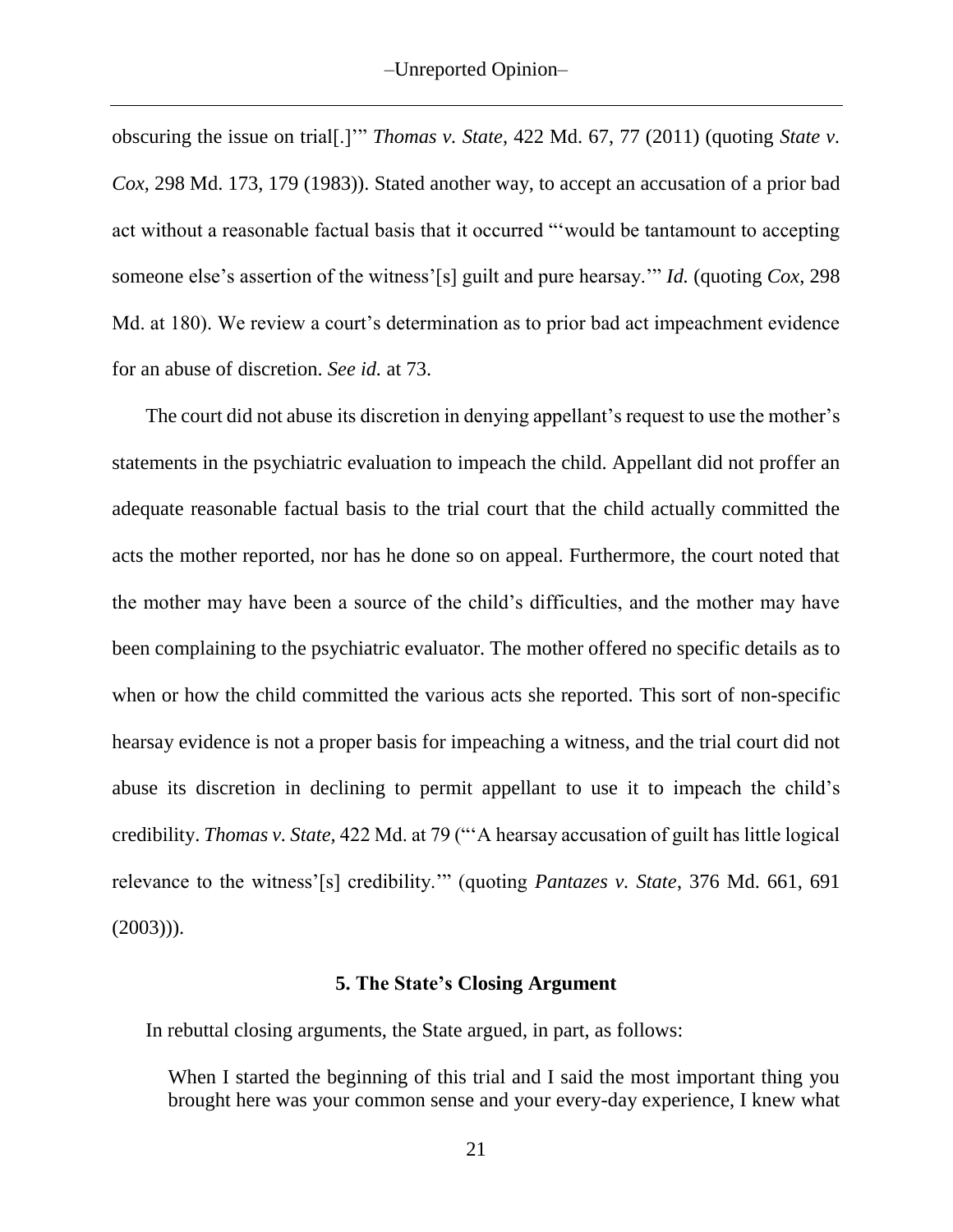obscuring the issue on trial[.]'" *Thomas v. State*, 422 Md. 67, 77 (2011) (quoting *State v. Cox*, 298 Md. 173, 179 (1983)). Stated another way, to accept an accusation of a prior bad act without a reasonable factual basis that it occurred "'would be tantamount to accepting someone else's assertion of the witness'[s] guilt and pure hearsay.'" *Id.* (quoting *Cox*, 298 Md. at 180). We review a court's determination as to prior bad act impeachment evidence for an abuse of discretion. *See id.* at 73.

The court did not abuse its discretion in denying appellant's request to use the mother's statements in the psychiatric evaluation to impeach the child. Appellant did not proffer an adequate reasonable factual basis to the trial court that the child actually committed the acts the mother reported, nor has he done so on appeal. Furthermore, the court noted that the mother may have been a source of the child's difficulties, and the mother may have been complaining to the psychiatric evaluator. The mother offered no specific details as to when or how the child committed the various acts she reported. This sort of non-specific hearsay evidence is not a proper basis for impeaching a witness, and the trial court did not abuse its discretion in declining to permit appellant to use it to impeach the child's credibility. *Thomas v. State,* 422 Md. at 79 ("'A hearsay accusation of guilt has little logical relevance to the witness'[s] credibility.'" (quoting *Pantazes v. State*, 376 Md. 661, 691 (2003))).

### 5. The State's Closing Argument

In rebuttal closing arguments, the State argued, in part, as follows:

> When I started the beginning of this trial and I said the most important thing you brought here was your common sense and your every-day experience, I knew what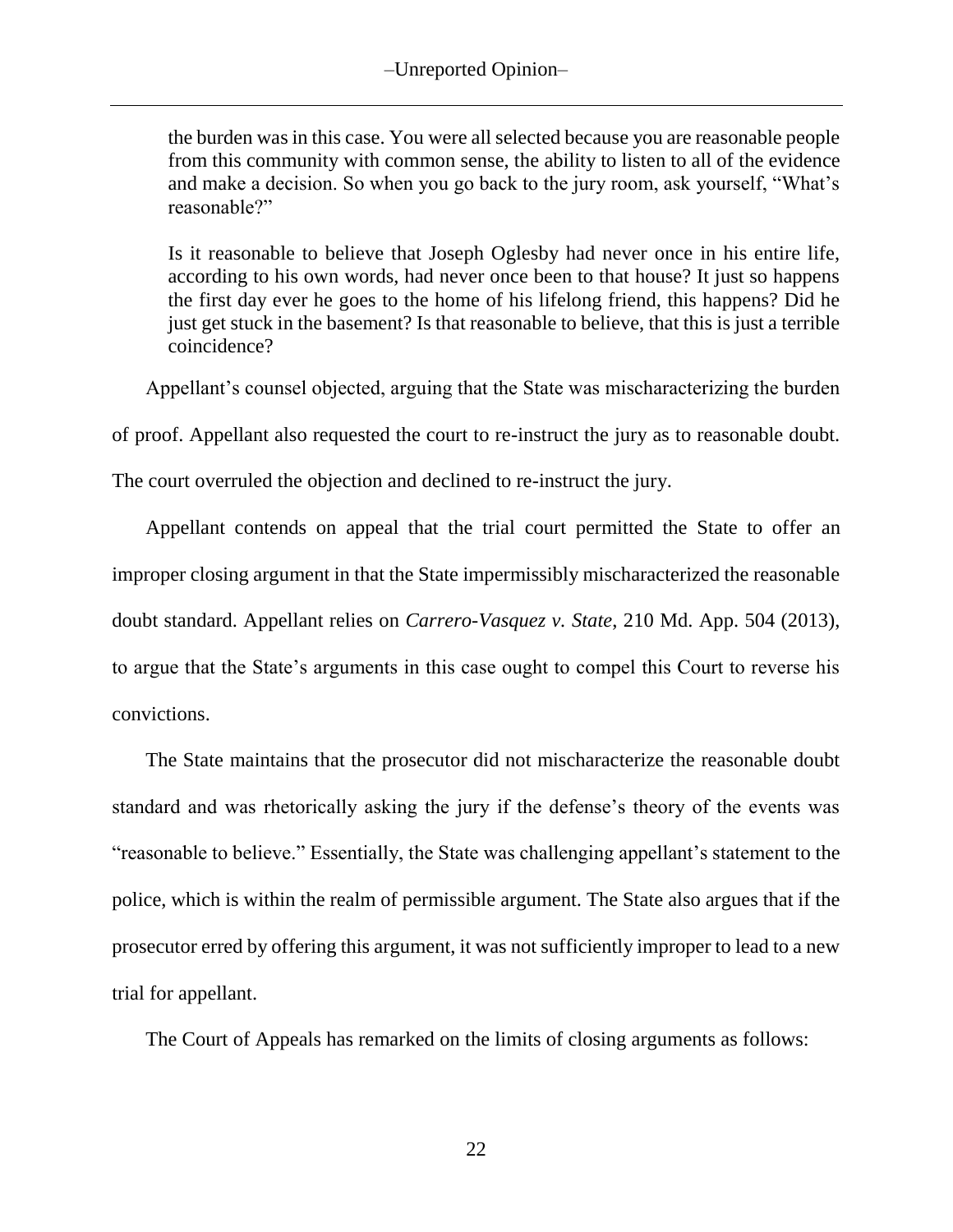> the burden was in this case. You were all selected because you are reasonable people from this community with common sense, the ability to listen to all of the evidence and make a decision. So when you go back to the jury room, ask yourself, "What's reasonable?"
>
> Is it reasonable to believe that Joseph Oglesby had never once in his entire life, according to his own words, had never once been to that house? It just so happens the first day ever he goes to the home of his lifelong friend, this happens? Did he just get stuck in the basement? Is that reasonable to believe, that this is just a terrible coincidence?

Appellant's counsel objected, arguing that the State was mischaracterizing the burden of proof. Appellant also requested the court to re-instruct the jury as to reasonable doubt. The court overruled the objection and declined to re-instruct the jury.

Appellant contends on appeal that the trial court permitted the State to offer an improper closing argument in that the State impermissibly mischaracterized the reasonable doubt standard. Appellant relies on *Carrero-Vasquez v. State*, 210 Md. App. 504 (2013), to argue that the State's arguments in this case ought to compel this Court to reverse his convictions.

The State maintains that the prosecutor did not mischaracterize the reasonable doubt standard and was rhetorically asking the jury if the defense's theory of the events was "reasonable to believe." Essentially, the State was challenging appellant's statement to the police, which is within the realm of permissible argument. The State also argues that if the prosecutor erred by offering this argument, it was not sufficiently improper to lead to a new trial for appellant.

The Court of Appeals has remarked on the limits of closing arguments as follows: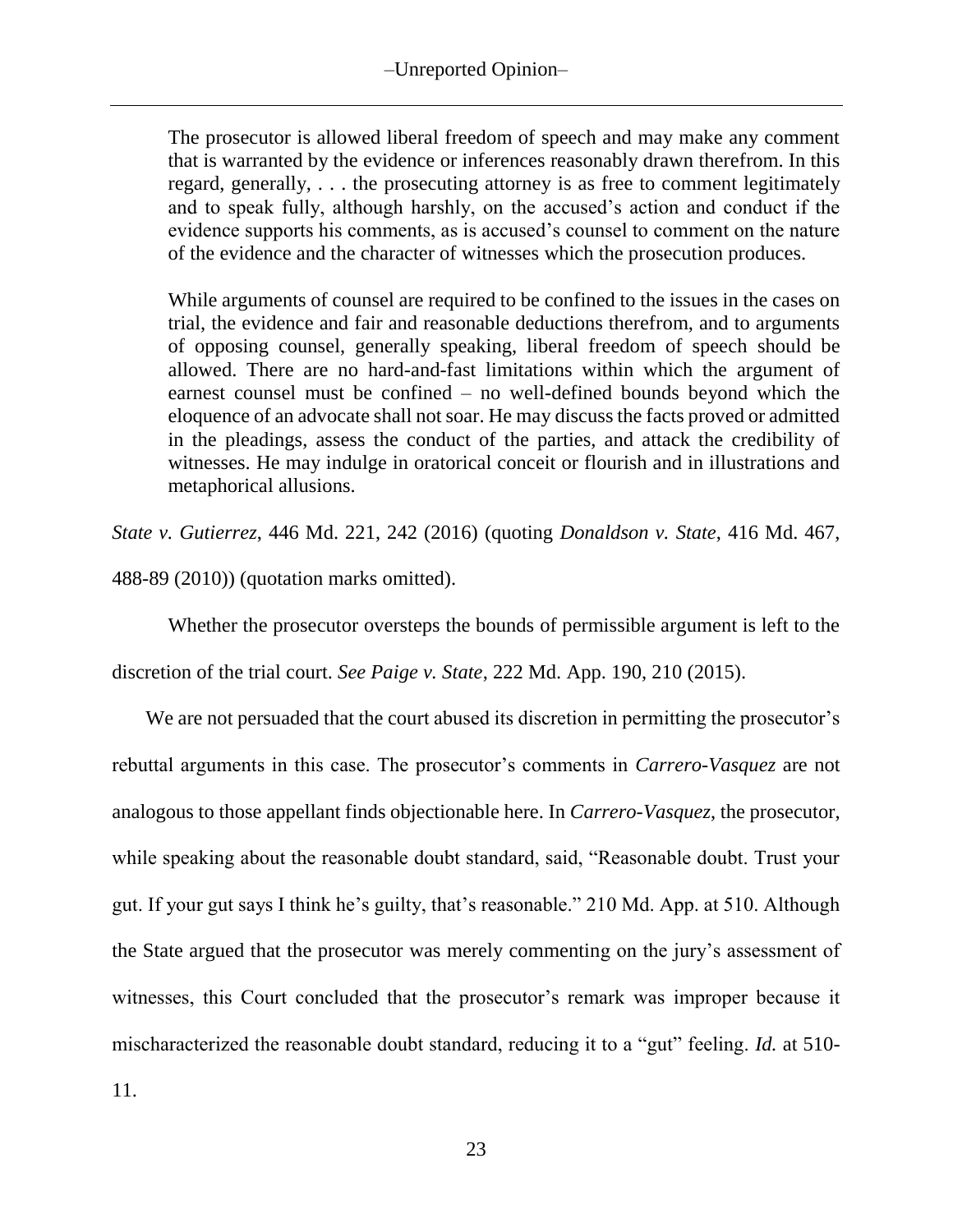> The prosecutor is allowed liberal freedom of speech and may make any comment that is warranted by the evidence or inferences reasonably drawn therefrom. In this regard, generally, . . . the prosecuting attorney is as free to comment legitimately and to speak fully, although harshly, on the accused's action and conduct if the evidence supports his comments, as is accused's counsel to comment on the nature of the evidence and the character of witnesses which the prosecution produces.
>
> While arguments of counsel are required to be confined to the issues in the cases on trial, the evidence and fair and reasonable deductions therefrom, and to arguments of opposing counsel, generally speaking, liberal freedom of speech should be allowed. There are no hard-and-fast limitations within which the argument of earnest counsel must be confined – no well-defined bounds beyond which the eloquence of an advocate shall not soar. He may discuss the facts proved or admitted in the pleadings, assess the conduct of the parties, and attack the credibility of witnesses. He may indulge in oratorical conceit or flourish and in illustrations and metaphorical allusions.

*State v. Gutierrez*, 446 Md. 221, 242 (2016) (quoting *Donaldson v. State*, 416 Md. 467, 488-89 (2010)) (quotation marks omitted).

Whether the prosecutor oversteps the bounds of permissible argument is left to the discretion of the trial court. *See Paige v. State*, 222 Md. App. 190, 210 (2015).

We are not persuaded that the court abused its discretion in permitting the prosecutor's rebuttal arguments in this case. The prosecutor's comments in *Carrero-Vasquez* are not analogous to those appellant finds objectionable here. In *Carrero-Vasquez*, the prosecutor, while speaking about the reasonable doubt standard, said, "Reasonable doubt. Trust your gut. If your gut says I think he's guilty, that's reasonable." 210 Md. App. at 510. Although the State argued that the prosecutor was merely commenting on the jury's assessment of witnesses, this Court concluded that the prosecutor's remark was improper because it mischaracterized the reasonable doubt standard, reducing it to a "gut" feeling. *Id.* at 510-11.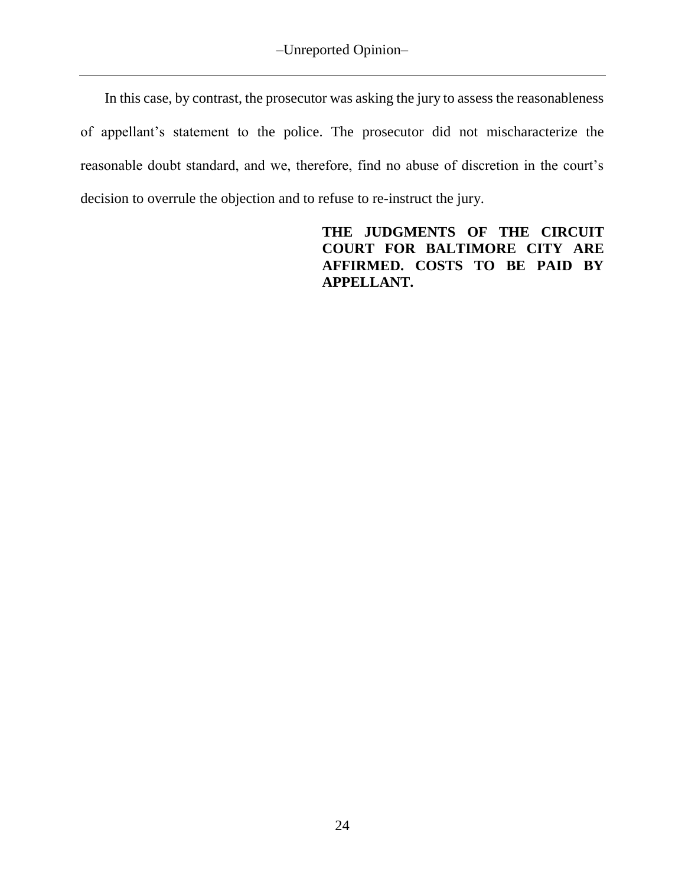In this case, by contrast, the prosecutor was asking the jury to assess the reasonableness of appellant's statement to the police. The prosecutor did not mischaracterize the reasonable doubt standard, and we, therefore, find no abuse of discretion in the court's decision to overrule the objection and to refuse to re-instruct the jury.

**THE JUDGMENTS OF THE CIRCUIT COURT FOR BALTIMORE CITY ARE AFFIRMED. COSTS TO BE PAID BY APPELLANT.**